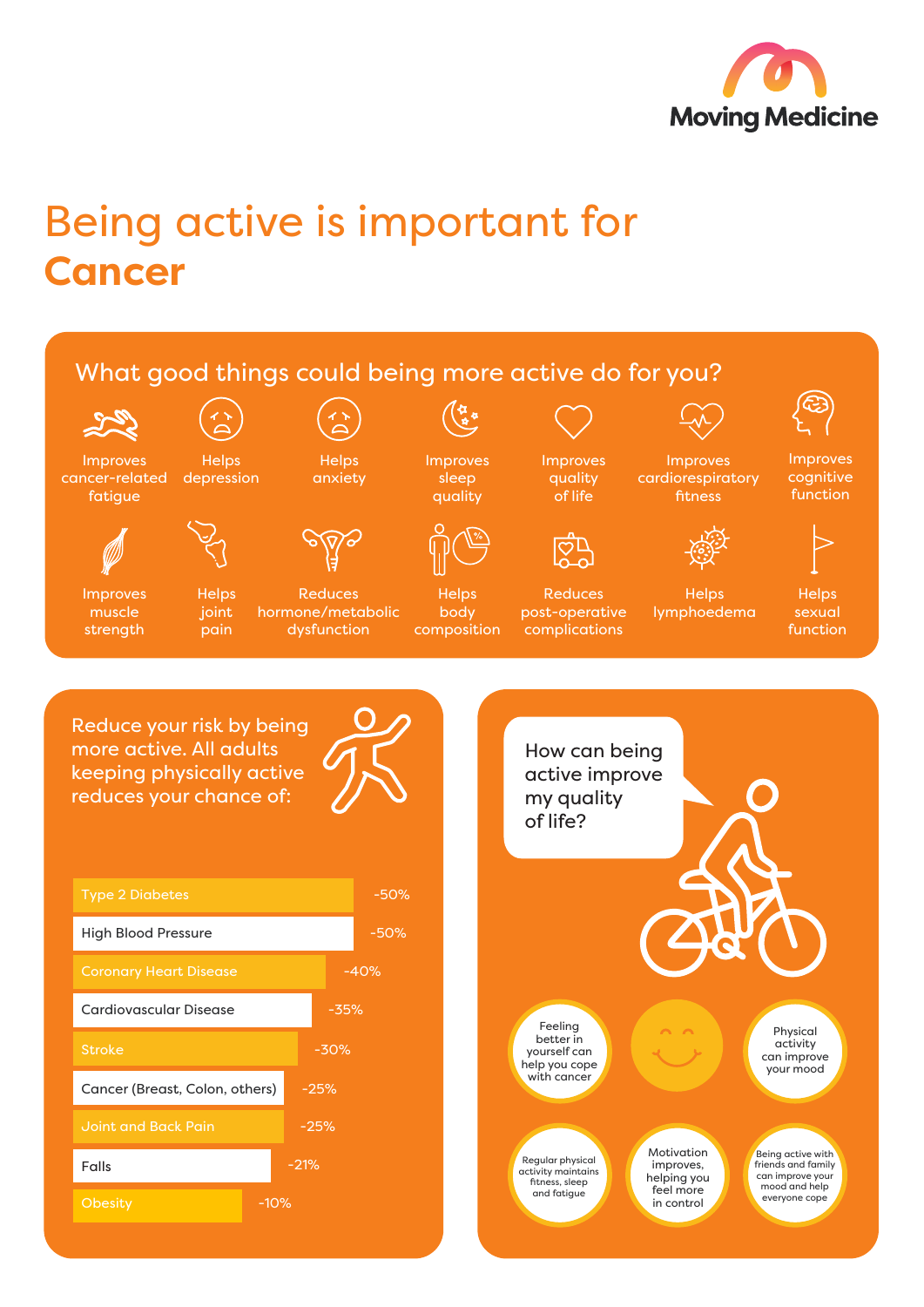Moving Medicine

# Being active is important for **Cancer**

## What good things could being more active do for you?

- Improves cancer-related fatigue
- Helps depression
- Helps anxiety
- Improves sleep quality
- Improves quality of life
- Improves cardiorespiratory fitness
- Improves cognitive function
- Improves muscle strength
- Helps joint pain
- Reduces hormone/metabolic dysfunction
- Helps body composition
- Reduces post-operative complications
- Helps lymphoedema
- Helps sexual function

## Reduce your risk by being more active. All adults keeping physically active reduces your chance of:

| Condition | Risk reduction |
|---|---|
| Type 2 Diabetes | -50% |
| High Blood Pressure | -50% |
| Coronary Heart Disease | -40% |
| Cardiovascular Disease | -35% |
| Stroke | -30% |
| Cancer (Breast, Colon, others) | -25% |
| Joint and Back Pain | -25% |
| Falls | -21% |
| Obesity | -10% |

## How can being active improve my quality of life?

- Feeling better in yourself can help you cope with cancer
- Physical activity can improve your mood
- Regular physical activity maintains fitness, sleep and fatigue
- Motivation improves, helping you feel more in control
- Being active with friends and family can improve your mood and help everyone cope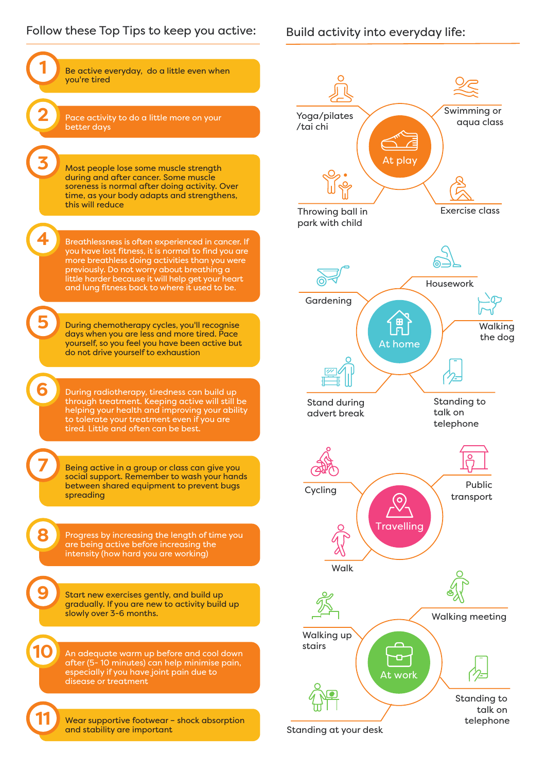## Follow these Top Tips to keep you active:

1. Be active everyday, do a little even when you're tired
2. Pace activity to do a little more on your better days
3. Most people lose some muscle strength during and after cancer. Some muscle soreness is normal after doing activity. Over time, as your body adapts and strengthens, this will reduce
4. Breathlessness is often experienced in cancer. If you have lost fitness, it is normal to find you are more breathless doing activities than you were previously. Do not worry about breathing a little harder because it will help get your heart and lung fitness back to where it used to be.
5. During chemotherapy cycles, you'll recognise days when you are less and more tired. Pace yourself, so you feel you have been active but do not drive yourself to exhaustion
6. During radiotherapy, tiredness can build up through treatment. Keeping active will still be helping your health and improving your ability to tolerate your treatment even if you are tired. Little and often can be best.
7. Being active in a group or class can give you social support. Remember to wash your hands between shared equipment to prevent bugs spreading
8. Progress by increasing the length of time you are being active before increasing the intensity (how hard you are working)
9. Start new exercises gently, and build up gradually. If you are new to activity build up slowly over 3-6 months.
10. An adequate warm up before and cool down after (5- 10 minutes) can help minimise pain, especially if you have joint pain due to disease or treatment
11. Wear supportive footwear – shock absorption and stability are important

## Build activity into everyday life:

**At play**
- Yoga/pilates /tai chi
- Swimming or aqua class
- Throwing ball in park with child
- Exercise class

**At home**
- Gardening
- Housework
- Walking the dog
- Stand during advert break
- Standing to talk on telephone

**Travelling**
- Cycling
- Public transport
- Walk

**At work**
- Walking up stairs
- Walking meeting
- Standing at your desk
- Standing to talk on telephone